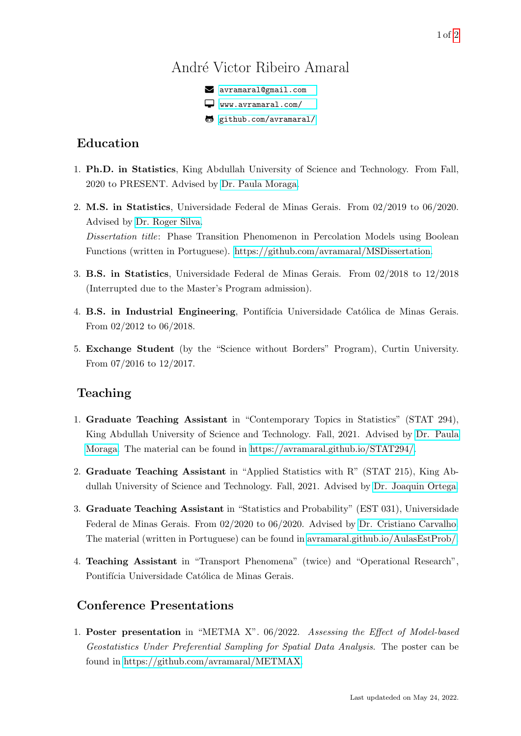# André Victor Ribeiro Amaral

avramaral@gmail.com
www.avramaral.com/
github.com/avramaral/

## Education

1. **Ph.D. in Statistics**, King Abdullah University of Science and Technology. From Fall, 2020 to PRESENT. Advised by Dr. Paula Moraga.
2. **M.S. in Statistics**, Universidade Federal de Minas Gerais. From 02/2019 to 06/2020. Advised by Dr. Roger Silva.
   *Dissertation title*: Phase Transition Phenomenon in Percolation Models using Boolean Functions (written in Portuguese). https://github.com/avramaral/MSDissertation.
3. **B.S. in Statistics**, Universidade Federal de Minas Gerais. From 02/2018 to 12/2018 (Interrupted due to the Master's Program admission).
4. **B.S. in Industrial Engineering**, Pontifícia Universidade Católica de Minas Gerais. From 02/2012 to 06/2018.
5. **Exchange Student** (by the "Science without Borders" Program), Curtin University. From 07/2016 to 12/2017.

## Teaching

1. **Graduate Teaching Assistant** in "Contemporary Topics in Statistics" (STAT 294), King Abdullah University of Science and Technology. Fall, 2021. Advised by Dr. Paula Moraga. The material can be found in https://avramaral.github.io/STAT294/.
2. **Graduate Teaching Assistant** in "Applied Statistics with R" (STAT 215), King Abdullah University of Science and Technology. Fall, 2021. Advised by Dr. Joaquin Ortega.
3. **Graduate Teaching Assistant** in "Statistics and Probability" (EST 031), Universidade Federal de Minas Gerais. From 02/2020 to 06/2020. Advised by Dr. Cristiano Carvalho. The material (written in Portuguese) can be found in avramaral.github.io/AulasEstProb/.
4. **Teaching Assistant** in "Transport Phenomena" (twice) and "Operational Research", Pontifícia Universidade Católica de Minas Gerais.

## Conference Presentations

1. **Poster presentation** in "METMA X". 06/2022. *Assessing the Effect of Model-based Geostatistics Under Preferential Sampling for Spatial Data Analysis*. The poster can be found in https://github.com/avramaral/METMAX.

Last updateded on May 24, 2022.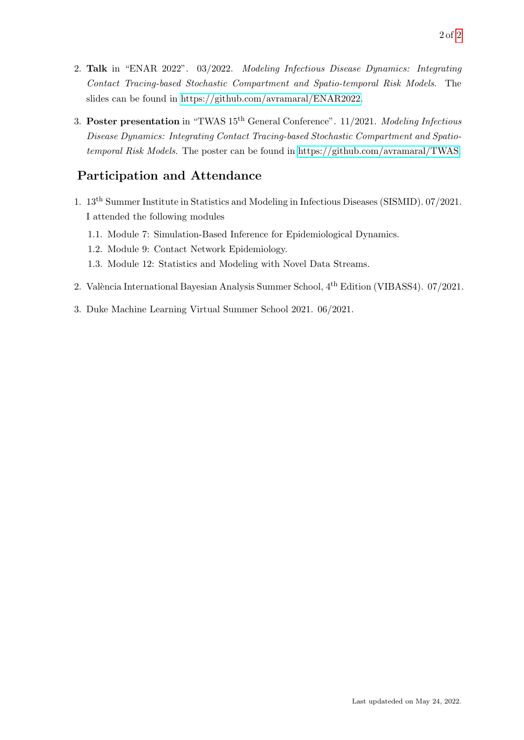2. **Talk** in "ENAR 2022". 03/2022. *Modeling Infectious Disease Dynamics: Integrating Contact Tracing-based Stochastic Compartment and Spatio-temporal Risk Models*. The slides can be found in https://github.com/avramaral/ENAR2022.

3. **Poster presentation** in "TWAS 15th General Conference". 11/2021. *Modeling Infectious Disease Dynamics: Integrating Contact Tracing-based Stochastic Compartment and Spatio-temporal Risk Models*. The poster can be found in https://github.com/avramaral/TWAS.

## Participation and Attendance

1. 13th Summer Institute in Statistics and Modeling in Infectious Diseases (SISMID). 07/2021. I attended the following modules
   1.1. Module 7: Simulation-Based Inference for Epidemiological Dynamics.
   1.2. Module 9: Contact Network Epidemiology.
   1.3. Module 12: Statistics and Modeling with Novel Data Streams.

2. València International Bayesian Analysis Summer School, 4th Edition (VIBASS4). 07/2021.

3. Duke Machine Learning Virtual Summer School 2021. 06/2021.

Last updateded on May 24, 2022.